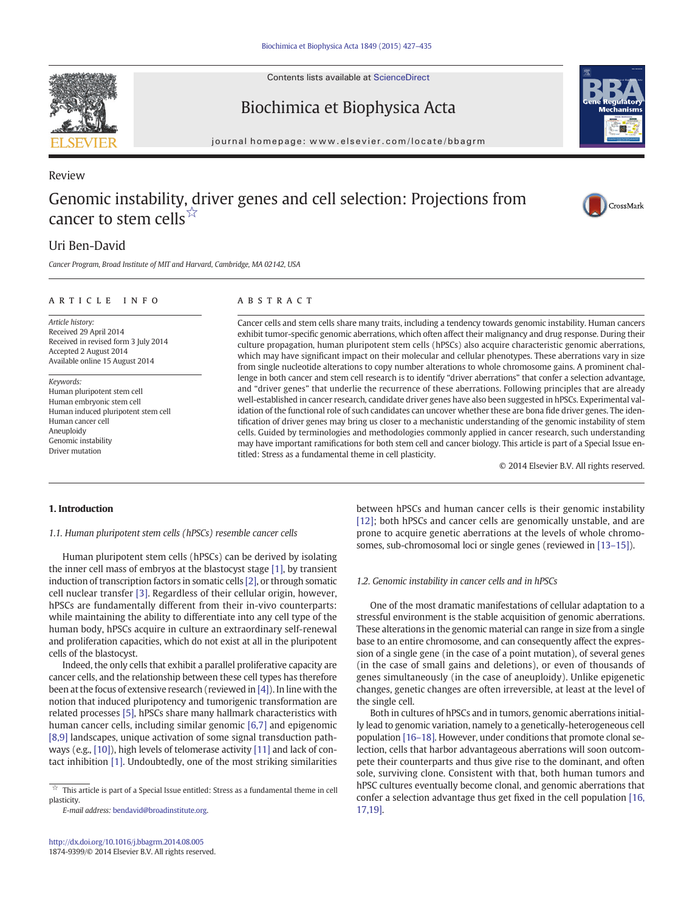Review

# Genomic instability, driver genes and cell selection: Projections from cancer to stem cells☆

Uri Ben-David

*Cancer Program, Broad Institute of MIT and Harvard, Cambridge, MA 02142, USA*

## ARTICLE INFO

*Article history:*
Received 29 April 2014
Received in revised form 3 July 2014
Accepted 2 August 2014
Available online 15 August 2014

*Keywords:*
Human pluripotent stem cell
Human embryonic stem cell
Human induced pluripotent stem cell
Human cancer cell
Aneuploidy
Genomic instability
Driver mutation

## ABSTRACT

Cancer cells and stem cells share many traits, including a tendency towards genomic instability. Human cancers exhibit tumor-specific genomic aberrations, which often affect their malignancy and drug response. During their culture propagation, human pluripotent stem cells (hPSCs) also acquire characteristic genomic aberrations, which may have significant impact on their molecular and cellular phenotypes. These aberrations vary in size from single nucleotide alterations to copy number alterations to whole chromosome gains. A prominent challenge in both cancer and stem cell research is to identify "driver aberrations" that confer a selection advantage, and "driver genes" that underlie the recurrence of these aberrations. Following principles that are already well-established in cancer research, candidate driver genes have also been suggested in hPSCs. Experimental validation of the functional role of such candidates can uncover whether these are bona fide driver genes. The identification of driver genes may bring us closer to a mechanistic understanding of the genomic instability of stem cells. Guided by terminologies and methodologies commonly applied in cancer research, such understanding may have important ramifications for both stem cell and cancer biology. This article is part of a Special Issue entitled: Stress as a fundamental theme in cell plasticity.

© 2014 Elsevier B.V. All rights reserved.

## 1. Introduction

### 1.1. Human pluripotent stem cells (hPSCs) resemble cancer cells

Human pluripotent stem cells (hPSCs) can be derived by isolating the inner cell mass of embryos at the blastocyst stage [1], by transient induction of transcription factors in somatic cells [2], or through somatic cell nuclear transfer [3]. Regardless of their cellular origin, however, hPSCs are fundamentally different from their in-vivo counterparts: while maintaining the ability to differentiate into any cell type of the human body, hPSCs acquire in culture an extraordinary self-renewal and proliferation capacities, which do not exist at all in the pluripotent cells of the blastocyst.

Indeed, the only cells that exhibit a parallel proliferative capacity are cancer cells, and the relationship between these cell types has therefore been at the focus of extensive research (reviewed in [4]). In line with the notion that induced pluripotency and tumorigenic transformation are related processes [5], hPSCs share many hallmark characteristics with human cancer cells, including similar genomic [6,7] and epigenomic [8,9] landscapes, unique activation of some signal transduction pathways (e.g., [10]), high levels of telomerase activity [11] and lack of contact inhibition [1]. Undoubtedly, one of the most striking similarities between hPSCs and human cancer cells is their genomic instability [12]; both hPSCs and cancer cells are genomically unstable, and are prone to acquire genetic aberrations at the levels of whole chromosomes, sub-chromosomal loci or single genes (reviewed in [13–15]).

### 1.2. Genomic instability in cancer cells and in hPSCs

One of the most dramatic manifestations of cellular adaptation to a stressful environment is the stable acquisition of genomic aberrations. These alterations in the genomic material can range in size from a single base to an entire chromosome, and can consequently affect the expression of a single gene (in the case of a point mutation), of several genes (in the case of small gains and deletions), or even of thousands of genes simultaneously (in the case of aneuploidy). Unlike epigenetic changes, genetic changes are often irreversible, at least at the level of the single cell.

Both in cultures of hPSCs and in tumors, genomic aberrations initially lead to genomic variation, namely to a genetically-heterogeneous cell population [16–18]. However, under conditions that promote clonal selection, cells that harbor advantageous aberrations will soon outcompete their counterparts and thus give rise to the dominant, and often sole, surviving clone. Consistent with that, both human tumors and hPSC cultures eventually become clonal, and genomic aberrations that confer a selection advantage thus get fixed in the cell population [16,17,19].

☆ This article is part of a Special Issue entitled: Stress as a fundamental theme in cell plasticity.

*E-mail address:* bendavid@broadinstitute.org.

http://dx.doi.org/10.1016/j.bbagrm.2014.08.005
1874-9399/© 2014 Elsevier B.V. All rights reserved.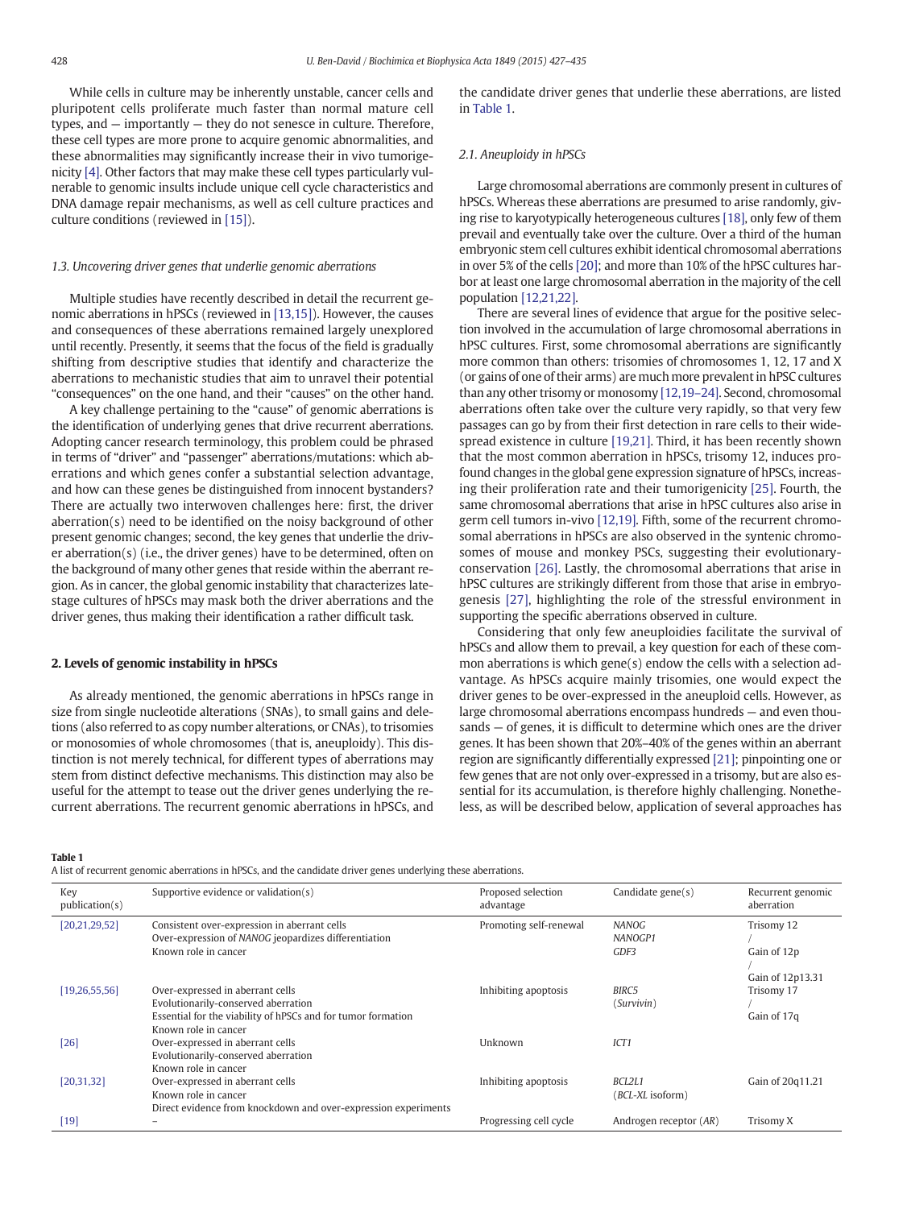While cells in culture may be inherently unstable, cancer cells and pluripotent cells proliferate much faster than normal mature cell types, and — importantly — they do not senesce in culture. Therefore, these cell types are more prone to acquire genomic abnormalities, and these abnormalities may significantly increase their in vivo tumorigenicity [4]. Other factors that may make these cell types particularly vulnerable to genomic insults include unique cell cycle characteristics and DNA damage repair mechanisms, as well as cell culture practices and culture conditions (reviewed in [15]).

### 1.3. Uncovering driver genes that underlie genomic aberrations

Multiple studies have recently described in detail the recurrent genomic aberrations in hPSCs (reviewed in [13,15]). However, the causes and consequences of these aberrations remained largely unexplored until recently. Presently, it seems that the focus of the field is gradually shifting from descriptive studies that identify and characterize the aberrations to mechanistic studies that aim to unravel their potential "consequences" on the one hand, and their "causes" on the other hand.

A key challenge pertaining to the "cause" of genomic aberrations is the identification of underlying genes that drive recurrent aberrations. Adopting cancer research terminology, this problem could be phrased in terms of "driver" and "passenger" aberrations/mutations: which aberrations and which genes confer a substantial selection advantage, and how can these genes be distinguished from innocent bystanders? There are actually two interwoven challenges here: first, the driver aberration(s) need to be identified on the noisy background of other present genomic changes; second, the key genes that underlie the driver aberration(s) (i.e., the driver genes) have to be determined, often on the background of many other genes that reside within the aberrant region. As in cancer, the global genomic instability that characterizes late-stage cultures of hPSCs may mask both the driver aberrations and the driver genes, thus making their identification a rather difficult task.

## 2. Levels of genomic instability in hPSCs

As already mentioned, the genomic aberrations in hPSCs range in size from single nucleotide alterations (SNAs), to small gains and deletions (also referred to as copy number alterations, or CNAs), to trisomies or monosomies of whole chromosomes (that is, aneuploidy). This distinction is not merely technical, for different types of aberrations may stem from distinct defective mechanisms. This distinction may also be useful for the attempt to tease out the driver genes underlying the recurrent aberrations. The recurrent genomic aberrations in hPSCs, and the candidate driver genes that underlie these aberrations, are listed in Table 1.

### 2.1. Aneuploidy in hPSCs

Large chromosomal aberrations are commonly present in cultures of hPSCs. Whereas these aberrations are presumed to arise randomly, giving rise to karyotypically heterogeneous cultures [18], only few of them prevail and eventually take over the culture. Over a third of the human embryonic stem cell cultures exhibit identical chromosomal aberrations in over 5% of the cells [20]; and more than 10% of the hPSC cultures harbor at least one large chromosomal aberration in the majority of the cell population [12,21,22].

There are several lines of evidence that argue for the positive selection involved in the accumulation of large chromosomal aberrations in hPSC cultures. First, some chromosomal aberrations are significantly more common than others: trisomies of chromosomes 1, 12, 17 and X (or gains of one of their arms) are much more prevalent in hPSC cultures than any other trisomy or monosomy [12,19–24]. Second, chromosomal aberrations often take over the culture very rapidly, so that very few passages can go by from their first detection in rare cells to their widespread existence in culture [19,21]. Third, it has been recently shown that the most common aberration in hPSCs, trisomy 12, induces profound changes in the global gene expression signature of hPSCs, increasing their proliferation rate and their tumorigenicity [25]. Fourth, the same chromosomal aberrations that arise in hPSC cultures also arise in germ cell tumors in-vivo [12,19]. Fifth, some of the recurrent chromosomal aberrations in hPSCs are also observed in the syntenic chromosomes of mouse and monkey PSCs, suggesting their evolutionary-conservation [26]. Lastly, the chromosomal aberrations that arise in hPSC cultures are strikingly different from those that arise in embryogenesis [27], highlighting the role of the stressful environment in supporting the specific aberrations observed in culture.

Considering that only few aneuploidies facilitate the survival of hPSCs and allow them to prevail, a key question for each of these common aberrations is which gene(s) endow the cells with a selection advantage. As hPSCs acquire mainly trisomies, one would expect the driver genes to be over-expressed in the aneuploid cells. However, as large chromosomal aberrations encompass hundreds — and even thousands — of genes, it is difficult to determine which ones are the driver genes. It has been shown that 20%–40% of the genes within an aberrant region are significantly differentially expressed [21]; pinpointing one or few genes that are not only over-expressed in a trisomy, but are also essential for its accumulation, is therefore highly challenging. Nonetheless, as will be described below, application of several approaches has

**Table 1**
A list of recurrent genomic aberrations in hPSCs, and the candidate driver genes underlying these aberrations.

| Key publication(s) | Supportive evidence or validation(s) | Proposed selection advantage | Candidate gene(s) | Recurrent genomic aberration |
|---|---|---|---|---|
| [20,21,29,52] | Consistent over-expression in aberrant cells<br>Over-expression of *NANOG* jeopardizes differentiation<br>Known role in cancer | Promoting self-renewal | *NANOG*<br>*NANOGP1*<br>*GDF3* | Trisomy 12<br>/<br>Gain of 12p<br>/<br>Gain of 12p13.31 |
| [19,26,55,56] | Over-expressed in aberrant cells<br>Evolutionarily-conserved aberration<br>Essential for the viability of hPSCs and for tumor formation<br>Known role in cancer | Inhibiting apoptosis | *BIRC5*<br>(*Survivin*) | Trisomy 17<br>/<br>Gain of 17q |
| [26] | Over-expressed in aberrant cells<br>Evolutionarily-conserved aberration<br>Known role in cancer | Unknown | *ICT1* | |
| [20,31,32] | Over-expressed in aberrant cells<br>Known role in cancer<br>Direct evidence from knockdown and over-expression experiments | Inhibiting apoptosis | *BCL2L1*<br>(*BCL-XL* isoform) | Gain of 20q11.21 |
| [19] | – | Progressing cell cycle | Androgen receptor (*AR*) | Trisomy X |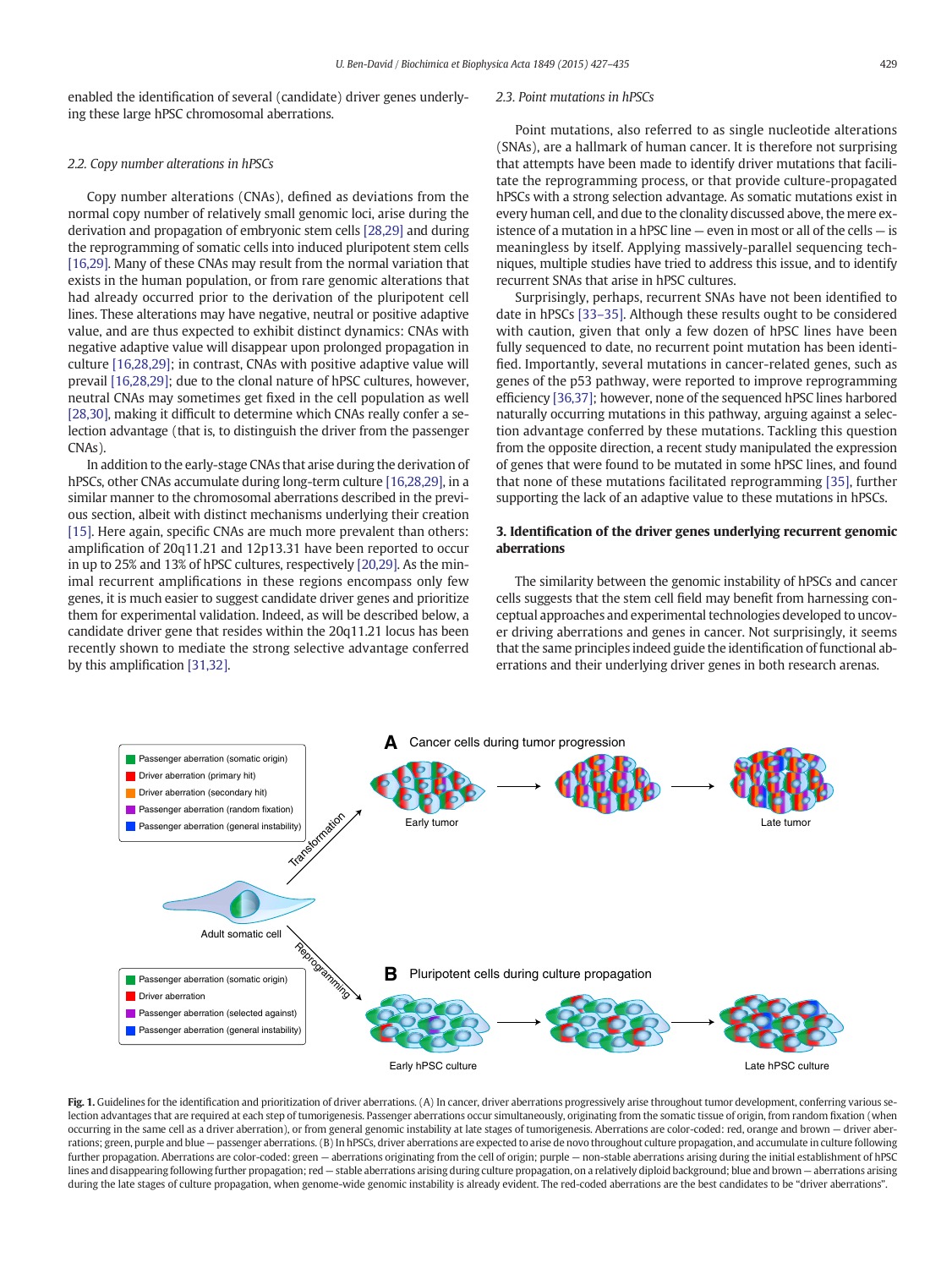enabled the identification of several (candidate) driver genes underlying these large hPSC chromosomal aberrations.

### 2.2. Copy number alterations in hPSCs

Copy number alterations (CNAs), defined as deviations from the normal copy number of relatively small genomic loci, arise during the derivation and propagation of embryonic stem cells [28,29] and during the reprogramming of somatic cells into induced pluripotent stem cells [16,29]. Many of these CNAs may result from the normal variation that exists in the human population, or from rare genomic alterations that had already occurred prior to the derivation of the pluripotent cell lines. These alterations may have negative, neutral or positive adaptive value, and are thus expected to exhibit distinct dynamics: CNAs with negative adaptive value will disappear upon prolonged propagation in culture [16,28,29]; in contrast, CNAs with positive adaptive value will prevail [16,28,29]; due to the clonal nature of hPSC cultures, however, neutral CNAs may sometimes get fixed in the cell population as well [28,30], making it difficult to determine which CNAs really confer a selection advantage (that is, to distinguish the driver from the passenger CNAs).

In addition to the early-stage CNAs that arise during the derivation of hPSCs, other CNAs accumulate during long-term culture [16,28,29], in a similar manner to the chromosomal aberrations described in the previous section, albeit with distinct mechanisms underlying their creation [15]. Here again, specific CNAs are much more prevalent than others: amplification of 20q11.21 and 12p13.31 have been reported to occur in up to 25% and 13% of hPSC cultures, respectively [20,29]. As the minimal recurrent amplifications in these regions encompass only few genes, it is much easier to suggest candidate driver genes and prioritize them for experimental validation. Indeed, as will be described below, a candidate driver gene that resides within the 20q11.21 locus has been recently shown to mediate the strong selective advantage conferred by this amplification [31,32].

### 2.3. Point mutations in hPSCs

Point mutations, also referred to as single nucleotide alterations (SNAs), are a hallmark of human cancer. It is therefore not surprising that attempts have been made to identify driver mutations that facilitate the reprogramming process, or that provide culture-propagated hPSCs with a strong selection advantage. As somatic mutations exist in every human cell, and due to the clonality discussed above, the mere existence of a mutation in a hPSC line — even in most or all of the cells — is meaningless by itself. Applying massively-parallel sequencing techniques, multiple studies have tried to address this issue, and to identify recurrent SNAs that arise in hPSC cultures.

Surprisingly, perhaps, recurrent SNAs have not been identified to date in hPSCs [33–35]. Although these results ought to be considered with caution, given that only a few dozen of hPSC lines have been fully sequenced to date, no recurrent point mutation has been identified. Importantly, several mutations in cancer-related genes, such as genes of the p53 pathway, were reported to improve reprogramming efficiency [36,37]; however, none of the sequenced hPSC lines harbored naturally occurring mutations in this pathway, arguing against a selection advantage conferred by these mutations. Tackling this question from the opposite direction, a recent study manipulated the expression of genes that were found to be mutated in some hPSC lines, and found that none of these mutations facilitated reprogramming [35], further supporting the lack of an adaptive value to these mutations in hPSCs.

## 3. Identification of the driver genes underlying recurrent genomic aberrations

The similarity between the genomic instability of hPSCs and cancer cells suggests that the stem cell field may benefit from harnessing conceptual approaches and experimental technologies developed to uncover driving aberrations and genes in cancer. Not surprisingly, it seems that the same principles indeed guide the identification of functional aberrations and their underlying driver genes in both research arenas.

**Fig. 1.** Guidelines for the identification and prioritization of driver aberrations. (A) In cancer, driver aberrations progressively arise throughout tumor development, conferring various selection advantages that are required at each step of tumorigenesis. Passenger aberrations occur simultaneously, originating from the somatic tissue of origin, from random fixation (when occurring in the same cell as a driver aberration), or from general genomic instability at late stages of tumorigenesis. Aberrations are color-coded: red, orange and brown — driver aberrations; green, purple and blue — passenger aberrations. (B) In hPSCs, driver aberrations are expected to arise de novo throughout culture propagation, and accumulate in culture following further propagation. Aberrations are color-coded: green — aberrations originating from the cell of origin; purple — non-stable aberrations arising during the initial establishment of hPSC lines and disappearing following further propagation; red — stable aberrations arising during culture propagation, on a relatively diploid background; blue and brown — aberrations arising during the late stages of culture propagation, when genome-wide genomic instability is already evident. The red-coded aberrations are the best candidates to be "driver aberrations".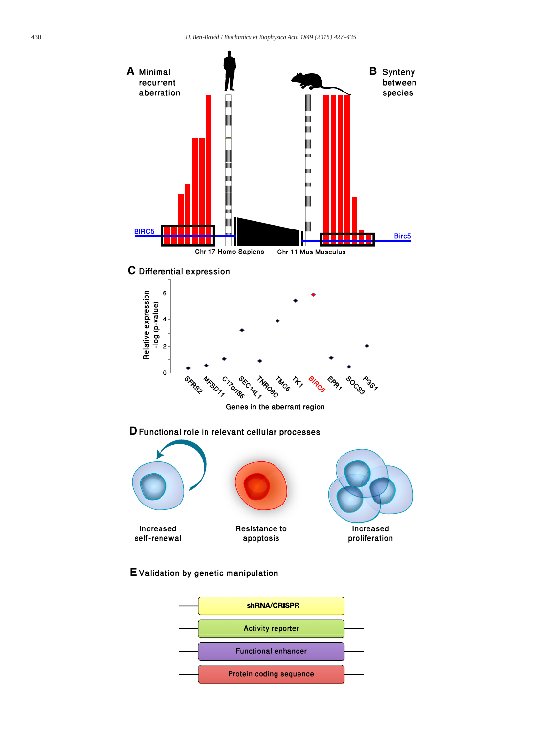**A** Minimal recurrent aberration

**B** Synteny between species

BIRC5

Birc5

Chr 17 Homo Sapiens

Chr 11 Mus Musculus

**C** Differential expression

Relative expression -log (p-value)

SFRS2, MFSD11, C17orf86, SEC14L1, TNRC6C, TMC6, TK1, BIRC5, EPR1, SOCS3, PGS1

Genes in the aberrant region

**D** Functional role in relevant cellular processes

Increased self-renewal

Resistance to apoptosis

Increased proliferation

**E** Validation by genetic manipulation

shRNA/CRISPR

Activity reporter

Functional enhancer

Protein coding sequence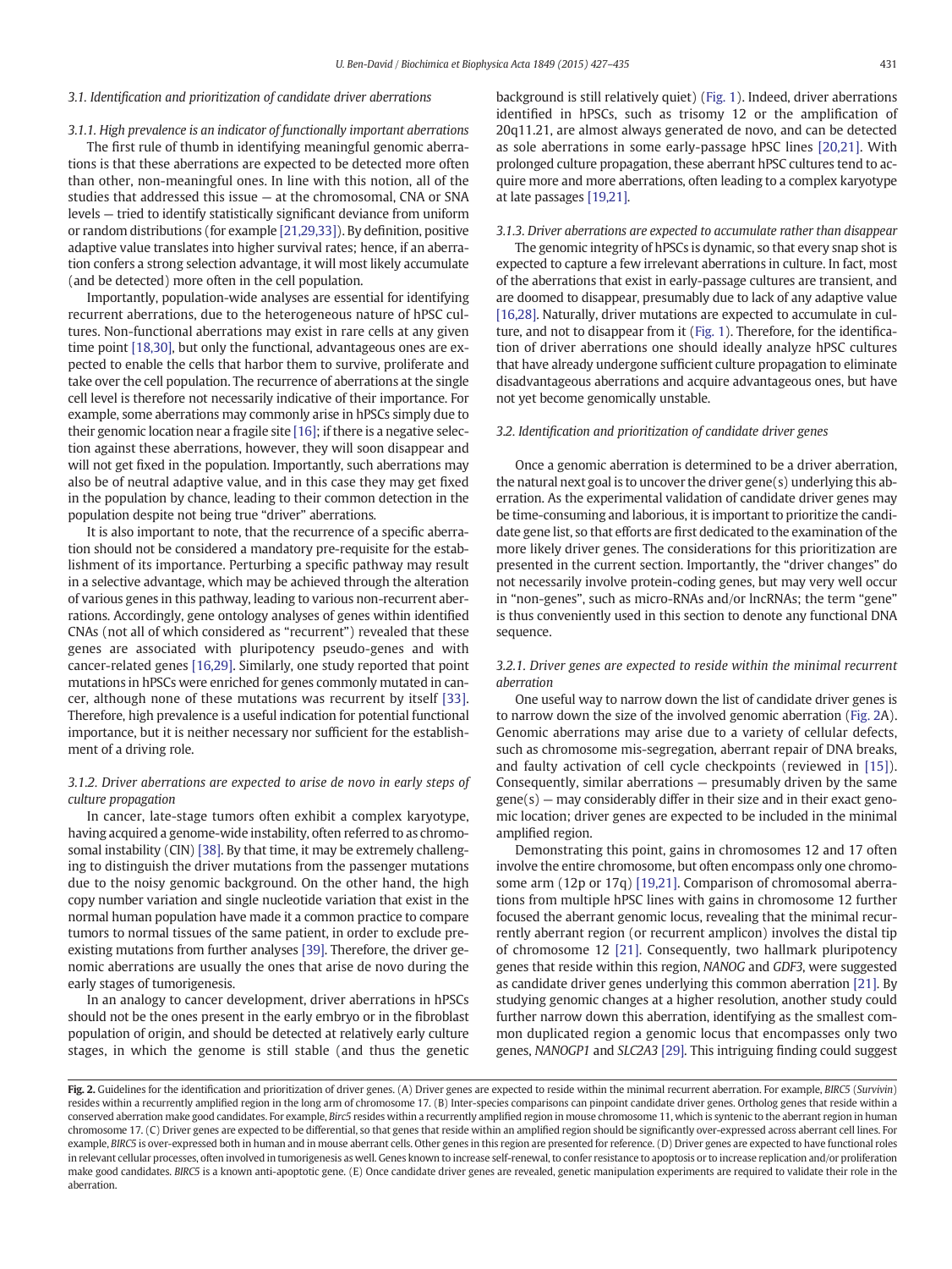### 3.1. Identification and prioritization of candidate driver aberrations

#### 3.1.1. High prevalence is an indicator of functionally important aberrations

The first rule of thumb in identifying meaningful genomic aberrations is that these aberrations are expected to be detected more often than other, non-meaningful ones. In line with this notion, all of the studies that addressed this issue — at the chromosomal, CNA or SNA levels — tried to identify statistically significant deviance from uniform or random distributions (for example [21,29,33]). By definition, positive adaptive value translates into higher survival rates; hence, if an aberration confers a strong selection advantage, it will most likely accumulate (and be detected) more often in the cell population.

Importantly, population-wide analyses are essential for identifying recurrent aberrations, due to the heterogeneous nature of hPSC cultures. Non-functional aberrations may exist in rare cells at any given time point [18,30], but only the functional, advantageous ones are expected to enable the cells that harbor them to survive, proliferate and take over the cell population. The recurrence of aberrations at the single cell level is therefore not necessarily indicative of their importance. For example, some aberrations may commonly arise in hPSCs simply due to their genomic location near a fragile site [16]; if there is a negative selection against these aberrations, however, they will soon disappear and will not get fixed in the population. Importantly, such aberrations may also be of neutral adaptive value, and in this case they may get fixed in the population by chance, leading to their common detection in the population despite not being true "driver" aberrations.

It is also important to note, that the recurrence of a specific aberration should not be considered a mandatory pre-requisite for the establishment of its importance. Perturbing a specific pathway may result in a selective advantage, which may be achieved through the alteration of various genes in this pathway, leading to various non-recurrent aberrations. Accordingly, gene ontology analyses of genes within identified CNAs (not all of which considered as "recurrent") revealed that these genes are associated with pluripotency pseudo-genes and with cancer-related genes [16,29]. Similarly, one study reported that point mutations in hPSCs were enriched for genes commonly mutated in cancer, although none of these mutations was recurrent by itself [33]. Therefore, high prevalence is a useful indication for potential functional importance, but it is neither necessary nor sufficient for the establishment of a driving role.

#### 3.1.2. Driver aberrations are expected to arise de novo in early steps of culture propagation

In cancer, late-stage tumors often exhibit a complex karyotype, having acquired a genome-wide instability, often referred to as chromosomal instability (CIN) [38]. By that time, it may be extremely challenging to distinguish the driver mutations from the passenger mutations due to the noisy genomic background. On the other hand, the high copy number variation and single nucleotide variation that exist in the normal human population have made it a common practice to compare tumors to normal tissues of the same patient, in order to exclude pre-existing mutations from further analyses [39]. Therefore, the driver genomic aberrations are usually the ones that arise de novo during the early stages of tumorigenesis.

In an analogy to cancer development, driver aberrations in hPSCs should not be the ones present in the early embryo or in the fibroblast population of origin, and should be detected at relatively early culture stages, in which the genome is still stable (and thus the genetic background is still relatively quiet) (Fig. 1). Indeed, driver aberrations identified in hPSCs, such as trisomy 12 or the amplification of 20q11.21, are almost always generated de novo, and can be detected as sole aberrations in some early-passage hPSC lines [20,21]. With prolonged culture propagation, these aberrant hPSC cultures tend to acquire more and more aberrations, often leading to a complex karyotype at late passages [19,21].

#### 3.1.3. Driver aberrations are expected to accumulate rather than disappear

The genomic integrity of hPSCs is dynamic, so that every snap shot is expected to capture a few irrelevant aberrations in culture. In fact, most of the aberrations that exist in early-passage cultures are transient, and are doomed to disappear, presumably due to lack of any adaptive value [16,28]. Naturally, driver mutations are expected to accumulate in culture, and not to disappear from it (Fig. 1). Therefore, for the identification of driver aberrations one should ideally analyze hPSC cultures that have already undergone sufficient culture propagation to eliminate disadvantageous aberrations and acquire advantageous ones, but have not yet become genomically unstable.

### 3.2. Identification and prioritization of candidate driver genes

Once a genomic aberration is determined to be a driver aberration, the natural next goal is to uncover the driver gene(s) underlying this aberration. As the experimental validation of candidate driver genes may be time-consuming and laborious, it is important to prioritize the candidate gene list, so that efforts are first dedicated to the examination of the more likely driver genes. The considerations for this prioritization are presented in the current section. Importantly, the "driver changes" do not necessarily involve protein-coding genes, but may very well occur in "non-genes", such as micro-RNAs and/or lncRNAs; the term "gene" is thus conveniently used in this section to denote any functional DNA sequence.

#### 3.2.1. Driver genes are expected to reside within the minimal recurrent aberration

One useful way to narrow down the list of candidate driver genes is to narrow down the size of the involved genomic aberration (Fig. 2A). Genomic aberrations may arise due to a variety of cellular defects, such as chromosome mis-segregation, aberrant repair of DNA breaks, and faulty activation of cell cycle checkpoints (reviewed in [15]). Consequently, similar aberrations — presumably driven by the same gene(s) — may considerably differ in their size and in their exact genomic location; driver genes are expected to be included in the minimal amplified region.

Demonstrating this point, gains in chromosomes 12 and 17 often involve the entire chromosome, but often encompass only one chromosome arm (12p or 17q) [19,21]. Comparison of chromosomal aberrations from multiple hPSC lines with gains in chromosome 12 further focused the aberrant genomic locus, revealing that the minimal recurrently aberrant region (or recurrent amplicon) involves the distal tip of chromosome 12 [21]. Consequently, two hallmark pluripotency genes that reside within this region, *NANOG* and *GDF3*, were suggested as candidate driver genes underlying this common aberration [21]. By studying genomic changes at a higher resolution, another study could further narrow down this aberration, identifying as the smallest common duplicated region a genomic locus that encompasses only two genes, *NANOGP1* and *SLC2A3* [29]. This intriguing finding could suggest

**Fig. 2.** Guidelines for the identification and prioritization of driver genes. (A) Driver genes are expected to reside within the minimal recurrent aberration. For example, *BIRC5* (*Survivin*) resides within a recurrently amplified region in the long arm of chromosome 17. (B) Inter-species comparisons can pinpoint candidate driver genes. Ortholog genes that reside within a conserved aberration make good candidates. For example, *Birc5* resides within a recurrently amplified region in mouse chromosome 11, which is syntenic to the aberrant region in human chromosome 17. (C) Driver genes are expected to be differential, so that genes that reside within an amplified region should be significantly over-expressed across aberrant cell lines. For example, *BIRC5* is over-expressed both in human and in mouse aberrant cells. Other genes in this region are presented for reference. (D) Driver genes are expected to have functional roles in relevant cellular processes, often involved in tumorigenesis as well. Genes known to increase self-renewal, to confer resistance to apoptosis or to increase replication and/or proliferation make good candidates. *BIRC5* is a known anti-apoptotic gene. (E) Once candidate driver genes are revealed, genetic manipulation experiments are required to validate their role in the aberration.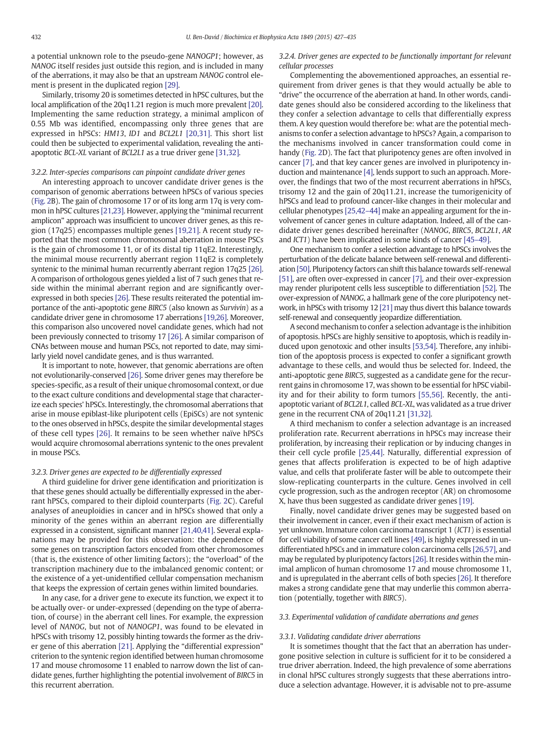a potential unknown role to the pseudo-gene *NANOGP1*; however, as *NANOG* itself resides just outside this region, and is included in many of the aberrations, it may also be that an upstream *NANOG* control element is present in the duplicated region [29].

Similarly, trisomy 20 is sometimes detected in hPSC cultures, but the local amplification of the 20q11.21 region is much more prevalent [20]. Implementing the same reduction strategy, a minimal amplicon of 0.55 Mb was identified, encompassing only three genes that are expressed in hPSCs: *HM13*, *ID1* and *BCL2L1* [20,31]. This short list could then be subjected to experimental validation, revealing the anti-apoptotic *BCL-XL* variant of *BCL2L1* as a true driver gene [31,32].

#### 3.2.2. Inter-species comparisons can pinpoint candidate driver genes

An interesting approach to uncover candidate driver genes is the comparison of genomic aberrations between hPSCs of various species (Fig. 2B). The gain of chromosome 17 or of its long arm 17q is very common in hPSC cultures [21,23]. However, applying the "minimal recurrent amplicon" approach was insufficient to uncover driver genes, as this region (17q25) encompasses multiple genes [19,21]. A recent study reported that the most common chromosomal aberration in mouse PSCs is the gain of chromosome 11, or of its distal tip 11qE2. Interestingly, the minimal mouse recurrently aberrant region 11qE2 is completely syntenic to the minimal human recurrently aberrant region 17q25 [26]. A comparison of orthologous genes yielded a list of 7 such genes that reside within the minimal aberrant region and are significantly over-expressed in both species [26]. These results reiterated the potential importance of the anti-apoptotic gene *BIRC5* (also known as *Survivin*) as a candidate driver gene in chromosome 17 aberrations [19,26]. Moreover, this comparison also uncovered novel candidate genes, which had not been previously connected to trisomy 17 [26]. A similar comparison of CNAs between mouse and human PSCs, not reported to date, may similarly yield novel candidate genes, and is thus warranted.

It is important to note, however, that genomic aberrations are often not evolutionarily-conserved [26]. Some driver genes may therefore be species-specific, as a result of their unique chromosomal context, or due to the exact culture conditions and developmental stage that characterize each species' hPSCs. Interestingly, the chromosomal aberrations that arise in mouse epiblast-like pluripotent cells (EpiSCs) are not syntenic to the ones observed in hPSCs, despite the similar developmental stages of these cell types [26]. It remains to be seen whether naïve hPSCs would acquire chromosomal aberrations syntenic to the ones prevalent in mouse PSCs.

#### 3.2.3. Driver genes are expected to be differentially expressed

A third guideline for driver gene identification and prioritization is that these genes should actually be differentially expressed in the aberrant hPSCs, compared to their diploid counterparts (Fig. 2C). Careful analyses of aneuploidies in cancer and in hPSCs showed that only a minority of the genes within an aberrant region are differentially expressed in a consistent, significant manner [21,40,41]. Several explanations may be provided for this observation: the dependence of some genes on transcription factors encoded from other chromosomes (that is, the existence of other limiting factors); the "overload" of the transcription machinery due to the imbalanced genomic content; or the existence of a yet-unidentified cellular compensation mechanism that keeps the expression of certain genes within limited boundaries.

In any case, for a driver gene to execute its function, we expect it to be actually over- or under-expressed (depending on the type of aberration, of course) in the aberrant cell lines. For example, the expression level of *NANOG*, but not of *NANOGP1*, was found to be elevated in hPSCs with trisomy 12, possibly hinting towards the former as the driver gene of this aberration [21]. Applying the "differential expression" criterion to the syntenic region identified between human chromosome 17 and mouse chromosome 11 enabled to narrow down the list of candidate genes, further highlighting the potential involvement of *BIRC5* in this recurrent aberration.

#### 3.2.4. Driver genes are expected to be functionally important for relevant cellular processes

Complementing the abovementioned approaches, an essential requirement from driver genes is that they would actually be able to "drive" the occurrence of the aberration at hand. In other words, candidate genes should also be considered according to the likeliness that they confer a selection advantage to cells that differentially express them. A key question would therefore be: what are the potential mechanisms to confer a selection advantage to hPSCs? Again, a comparison to the mechanisms involved in cancer transformation could come in handy (Fig. 2D). The fact that pluripotency genes are often involved in cancer [7], and that key cancer genes are involved in pluripotency induction and maintenance [4], lends support to such an approach. Moreover, the findings that two of the most recurrent aberrations in hPSCs, trisomy 12 and the gain of 20q11.21, increase the tumorigenicity of hPSCs and lead to profound cancer-like changes in their molecular and cellular phenotypes [25,42–44] make an appealing argument for the involvement of cancer genes in culture adaptation. Indeed, all of the candidate driver genes described hereinafter (*NANOG*, *BIRC5*, *BCL2L1*, *AR* and *ICT1*) have been implicated in some kinds of cancer [45–49].

One mechanism to confer a selection advantage to hPSCs involves the perturbation of the delicate balance between self-renewal and differentiation [50]. Pluripotency factors can shift this balance towards self-renewal [51], are often over-expressed in cancer [7], and their over-expression may render pluripotent cells less susceptible to differentiation [52]. The over-expression of *NANOG*, a hallmark gene of the core pluripotency network, in hPSCs with trisomy 12 [21] may thus divert this balance towards self-renewal and consequently jeopardize differentiation.

A second mechanism to confer a selection advantage is the inhibition of apoptosis. hPSCs are highly sensitive to apoptosis, which is readily induced upon genotoxic and other insults [53,54]. Therefore, any inhibition of the apoptosis process is expected to confer a significant growth advantage to these cells, and would thus be selected for. Indeed, the anti-apoptotic gene *BIRC5*, suggested as a candidate gene for the recurrent gains in chromosome 17, was shown to be essential for hPSC viability and for their ability to form tumors [55,56]. Recently, the anti-apoptotic variant of *BCL2L1*, called *BCL-XL*, was validated as a true driver gene in the recurrent CNA of 20q11.21 [31,32].

A third mechanism to confer a selection advantage is an increased proliferation rate. Recurrent aberrations in hPSCs may increase their proliferation, by increasing their replication or by inducing changes in their cell cycle profile [25,44]. Naturally, differential expression of genes that affects proliferation is expected to be of high adaptive value, and cells that proliferate faster will be able to outcompete their slow-replicating counterparts in the culture. Genes involved in cell cycle progression, such as the androgen receptor (AR) on chromosome X, have thus been suggested as candidate driver genes [19].

Finally, novel candidate driver genes may be suggested based on their involvement in cancer, even if their exact mechanism of action is yet unknown. Immature colon carcinoma transcript 1 (*ICT1*) is essential for cell viability of some cancer cell lines [49], is highly expressed in undifferentiated hPSCs and in immature colon carcinoma cells [26,57], and may be regulated by pluripotency factors [26]. It resides within the minimal amplicon of human chromosome 17 and mouse chromosome 11, and is upregulated in the aberrant cells of both species [26]. It therefore makes a strong candidate gene that may underlie this common aberration (potentially, together with *BIRC5*).

### 3.3. Experimental validation of candidate aberrations and genes

#### 3.3.1. Validating candidate driver aberrations

It is sometimes thought that the fact that an aberration has undergone positive selection in culture is sufficient for it to be considered a true driver aberration. Indeed, the high prevalence of some aberrations in clonal hPSC cultures strongly suggests that these aberrations introduce a selection advantage. However, it is advisable not to pre-assume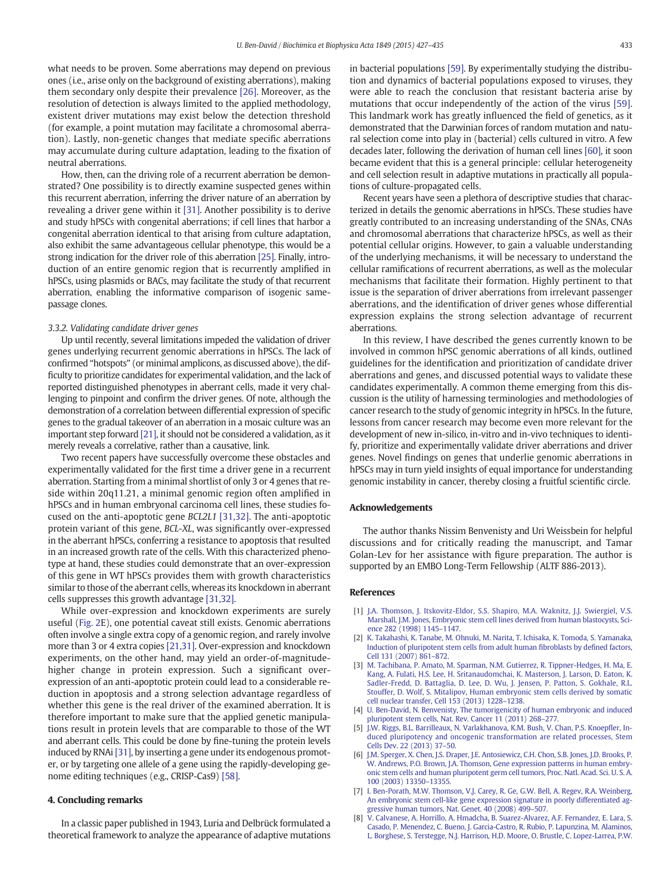what needs to be proven. Some aberrations may depend on previous ones (i.e., arise only on the background of existing aberrations), making them secondary only despite their prevalence [26]. Moreover, as the resolution of detection is always limited to the applied methodology, existent driver mutations may exist below the detection threshold (for example, a point mutation may facilitate a chromosomal aberration). Lastly, non-genetic changes that mediate specific aberrations may accumulate during culture adaptation, leading to the fixation of neutral aberrations.

How, then, can the driving role of a recurrent aberration be demonstrated? One possibility is to directly examine suspected genes within this recurrent aberration, inferring the driver nature of an aberration by revealing a driver gene within it [31]. Another possibility is to derive and study hPSCs with congenital aberrations; if cell lines that harbor a congenital aberration identical to that arising from culture adaptation, also exhibit the same advantageous cellular phenotype, this would be a strong indication for the driver role of this aberration [25]. Finally, introduction of an entire genomic region that is recurrently amplified in hPSCs, using plasmids or BACs, may facilitate the study of that recurrent aberration, enabling the informative comparison of isogenic same-passage clones.

*3.3.2. Validating candidate driver genes*

Up until recently, several limitations impeded the validation of driver genes underlying recurrent genomic aberrations in hPSCs. The lack of confirmed "hotspots" (or minimal amplicons, as discussed above), the difficulty to prioritize candidates for experimental validation, and the lack of reported distinguished phenotypes in aberrant cells, made it very challenging to pinpoint and confirm the driver genes. Of note, although the demonstration of a correlation between differential expression of specific genes to the gradual takeover of an aberration in a mosaic culture was an important step forward [21], it should not be considered a validation, as it merely reveals a correlative, rather than a causative, link.

Two recent papers have successfully overcome these obstacles and experimentally validated for the first time a driver gene in a recurrent aberration. Starting from a minimal shortlist of only 3 or 4 genes that reside within 20q11.21, a minimal genomic region often amplified in hPSCs and in human embryonal carcinoma cell lines, these studies focused on the anti-apoptotic gene *BCL2L1* [31,32]. The anti-apoptotic protein variant of this gene, *BCL-XL*, was significantly over-expressed in the aberrant hPSCs, conferring a resistance to apoptosis that resulted in an increased growth rate of the cells. With this characterized phenotype at hand, these studies could demonstrate that an over-expression of this gene in WT hPSCs provides them with growth characteristics similar to those of the aberrant cells, whereas its knockdown in aberrant cells suppresses this growth advantage [31,32].

While over-expression and knockdown experiments are surely useful (Fig. 2E), one potential caveat still exists. Genomic aberrations often involve a single extra copy of a genomic region, and rarely involve more than 3 or 4 extra copies [21,31]. Over-expression and knockdown experiments, on the other hand, may yield an order-of-magnitude-higher change in protein expression. Such a significant over-expression of an anti-apoptotic protein could lead to a considerable reduction in apoptosis and a strong selection advantage regardless of whether this gene is the real driver of the examined aberration. It is therefore important to make sure that the applied genetic manipulations result in protein levels that are comparable to those of the WT and aberrant cells. This could be done by fine-tuning the protein levels induced by RNAi [31], by inserting a gene under its endogenous promoter, or by targeting one allele of a gene using the rapidly-developing genome editing techniques (e.g., CRISP-Cas9) [58].

## 4. Concluding remarks

In a classic paper published in 1943, Luria and Delbrück formulated a theoretical framework to analyze the appearance of adaptive mutations in bacterial populations [59]. By experimentally studying the distribution and dynamics of bacterial populations exposed to viruses, they were able to reach the conclusion that resistant bacteria arise by mutations that occur independently of the action of the virus [59]. This landmark work has greatly influenced the field of genetics, as it demonstrated that the Darwinian forces of random mutation and natural selection come into play in (bacterial) cells cultured in vitro. A few decades later, following the derivation of human cell lines [60], it soon became evident that this is a general principle: cellular heterogeneity and cell selection result in adaptive mutations in practically all populations of culture-propagated cells.

Recent years have seen a plethora of descriptive studies that characterized in details the genomic aberrations in hPSCs. These studies have greatly contributed to an increasing understanding of the SNAs, CNAs and chromosomal aberrations that characterize hPSCs, as well as their potential cellular origins. However, to gain a valuable understanding of the underlying mechanisms, it will be necessary to understand the cellular ramifications of recurrent aberrations, as well as the molecular mechanisms that facilitate their formation. Highly pertinent to that issue is the separation of driver aberrations from irrelevant passenger aberrations, and the identification of driver genes whose differential expression explains the strong selection advantage of recurrent aberrations.

In this review, I have described the genes currently known to be involved in common hPSC genomic aberrations of all kinds, outlined guidelines for the identification and prioritization of candidate driver aberrations and genes, and discussed potential ways to validate these candidates experimentally. A common theme emerging from this discussion is the utility of harnessing terminologies and methodologies of cancer research to the study of genomic integrity in hPSCs. In the future, lessons from cancer research may become even more relevant for the development of new in-silico, in-vitro and in-vivo techniques to identify, prioritize and experimentally validate driver aberrations and driver genes. Novel findings on genes that underlie genomic aberrations in hPSCs may in turn yield insights of equal importance for understanding genomic instability in cancer, thereby closing a fruitful scientific circle.

## Acknowledgements

The author thanks Nissim Benvenisty and Uri Weissbein for helpful discussions and for critically reading the manuscript, and Tamar Golan-Lev for her assistance with figure preparation. The author is supported by an EMBO Long-Term Fellowship (ALTF 886-2013).

## References

[1] J.A. Thomson, J. Itskovitz-Eldor, S.S. Shapiro, M.A. Waknitz, J.J. Swiergiel, V.S. Marshall, J.M. Jones, Embryonic stem cell lines derived from human blastocysts, Science 282 (1998) 1145–1147.

[2] K. Takahashi, K. Tanabe, M. Ohnuki, M. Narita, T. Ichisaka, K. Tomoda, S. Yamanaka, Induction of pluripotent stem cells from adult human fibroblasts by defined factors, Cell 131 (2007) 861–872.

[3] M. Tachibana, P. Amato, M. Sparman, N.M. Gutierrez, R. Tippner-Hedges, H. Ma, E. Kang, A. Fulati, H.S. Lee, H. Sritanaudomchai, K. Masterson, J. Larson, D. Eaton, K. Sadler-Fredd, D. Battaglia, D. Lee, D. Wu, J. Jensen, P. Patton, S. Gokhale, R.L. Stouffer, D. Wolf, S. Mitalipov, Human embryonic stem cells derived by somatic cell nuclear transfer, Cell 153 (2013) 1228–1238.

[4] U. Ben-David, N. Benvenisty, The tumorigenicity of human embryonic and induced pluripotent stem cells, Nat. Rev. Cancer 11 (2011) 268–277.

[5] J.W. Riggs, B.L. Barrilleaux, N. Varlakhanova, K.M. Bush, V. Chan, P.S. Knoepfler, Induced pluripotency and oncogenic transformation are related processes, Stem Cells Dev. 22 (2013) 37–50.

[6] J.M. Sperger, X. Chen, J.S. Draper, J.E. Antosiewicz, C.H. Chon, S.B. Jones, J.D. Brooks, P.W. Andrews, P.O. Brown, J.A. Thomson, Gene expression patterns in human embryonic stem cells and human pluripotent germ cell tumors, Proc. Natl. Acad. Sci. U. S. A. 100 (2003) 13350–13355.

[7] I. Ben-Porath, M.W. Thomson, V.J. Carey, R. Ge, G.W. Bell, A. Regev, R.A. Weinberg, An embryonic stem cell-like gene expression signature in poorly differentiated aggressive human tumors, Nat. Genet. 40 (2008) 499–507.

[8] V. Calvanese, A. Horrillo, A. Hmadcha, B. Suarez-Alvarez, A.F. Fernandez, E. Lara, S. Casado, P. Menendez, C. Bueno, J. Garcia-Castro, R. Rubio, P. Lapunzina, M. Alaminos, L. Borghese, S. Terstegge, N.J. Harrison, H.D. Moore, O. Brustle, C. Lopez-Larrea, P.W.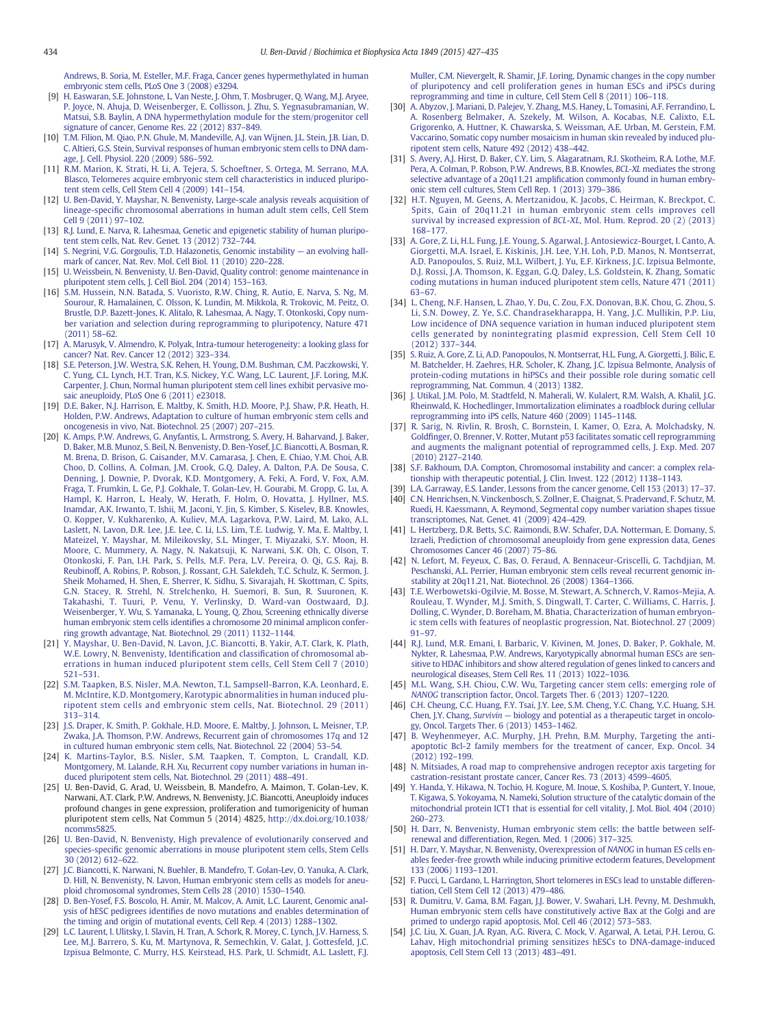Andrews, B. Soria, M. Esteller, M.F. Fraga, Cancer genes hypermethylated in human embryonic stem cells, PLoS One 3 (2008) e3294.

[9] H. Easwaran, S.E. Johnstone, L. Van Neste, J. Ohm, T. Mosbruger, Q. Wang, M.J. Aryee, P. Joyce, N. Ahuja, D. Weisenberger, E. Collisson, J. Zhu, S. Yegnasubramanian, W. Matsui, S.B. Baylin, A DNA hypermethylation module for the stem/progenitor cell signature of cancer, Genome Res. 22 (2012) 837–849.

[10] T.M. Filion, M. Qiao, P.N. Ghule, M. Mandeville, A.J. van Wijnen, J.L. Stein, J.B. Lian, D. C. Altieri, G.S. Stein, Survival responses of human embryonic stem cells to DNA damage, J. Cell. Physiol. 220 (2009) 586–592.

[11] R.M. Marion, K. Strati, H. Li, A. Tejera, S. Schoeftner, S. Ortega, M. Serrano, M.A. Blasco, Telomeres acquire embryonic stem cell characteristics in induced pluripotent stem cells, Cell Stem Cell 4 (2009) 141–154.

[12] U. Ben-David, Y. Mayshar, N. Benvenisty, Large-scale analysis reveals acquisition of lineage-specific chromosomal aberrations in human adult stem cells, Cell Stem Cell 9 (2011) 97–102.

[13] R.J. Lund, E. Narva, R. Lahesmaa, Genetic and epigenetic stability of human pluripotent stem cells, Nat. Rev. Genet. 13 (2012) 732–744.

[14] S. Negrini, V.G. Gorgoulis, T.D. Halazonetis, Genomic instability — an evolving hallmark of cancer, Nat. Rev. Mol. Cell Biol. 11 (2010) 220–228.

[15] U. Weissbein, N. Benvenisty, U. Ben-David, Quality control: genome maintenance in pluripotent stem cells, J. Cell Biol. 204 (2014) 153–163.

[16] S.M. Hussein, N.N. Batada, S. Vuoristo, R.W. Ching, R. Autio, E. Narva, S. Ng, M. Sourour, R. Hamalainen, C. Olsson, K. Lundin, M. Mikkola, R. Trokovic, M. Peitz, O. Brustle, D.P. Bazett-Jones, K. Alitalo, R. Lahesmaa, A. Nagy, T. Otonkoski, Copy number variation and selection during reprogramming to pluripotency, Nature 471 (2011) 58–62.

[17] A. Marusyk, V. Almendro, K. Polyak, Intra-tumour heterogeneity: a looking glass for cancer? Nat. Rev. Cancer 12 (2012) 323–334.

[18] S.E. Peterson, J.W. Westra, S.K. Rehen, H. Young, D.M. Bushman, C.M. Paczkowski, Y. C. Yung, C.L. Lynch, H.T. Tran, K.S. Nickey, Y.C. Wang, L.C. Laurent, J.F. Loring, M.K. Carpenter, J. Chun, Normal human pluripotent stem cell lines exhibit pervasive mosaic aneuploidy, PLoS One 6 (2011) e23018.

[19] D.E. Baker, N.J. Harrison, E. Maltby, K. Smith, H.D. Moore, P.J. Shaw, P.R. Heath, H. Holden, P.W. Andrews, Adaptation to culture of human embryonic stem cells and oncogenesis in vivo, Nat. Biotechnol. 25 (2007) 207–215.

[20] K. Amps, P.W. Andrews, G. Anyfantis, L. Armstrong, S. Avery, H. Baharvand, J. Baker, D. Baker, M.B. Munoz, S. Beil, N. Benvenisty, D. Ben-Yosef, J.C. Biancotti, A. Bosman, R. M. Brena, D. Brison, G. Caisander, M.V. Camarasa, J. Chen, E. Chiao, Y.M. Choi, A.B. Choo, D. Collins, A. Colman, J.M. Crook, G.Q. Daley, A. Dalton, P.A. De Sousa, C. Denning, J. Downie, P. Dvorak, K.D. Montgomery, A. Feki, A. Ford, V. Fox, A.M. Fraga, T. Frumkin, L. Ge, P.J. Gokhale, T. Golan-Lev, H. Gourabi, M. Gropp, G. Lu, A. Hampl, K. Harron, L. Healy, W. Herath, F. Holm, O. Hovatta, J. Hyllner, M.S. Inamdar, A.K. Irwanto, T. Ishii, M. Jaconi, Y. Jin, S. Kimber, S. Kiselev, B.B. Knowles, O. Kopper, V. Kukharenko, A. Kuliev, M.A. Lagarkova, P.W. Laird, M. Lako, A.L. Laslett, N. Lavon, D.R. Lee, J.E. Lee, C. Li, L.S. Lim, T.E. Ludwig, Y. Ma, E. Maltby, I. Mateizel, Y. Mayshar, M. Mileikovsky, S.L. Minger, T. Miyazaki, S.Y. Moon, H. Moore, C. Mummery, A. Nagy, N. Nakatsuji, K. Narwani, S.K. Oh, C. Olson, T. Otonkoski, F. Pan, I.H. Park, S. Pells, M.F. Pera, L.V. Pereira, O. Qi, G.S. Raj, B. Reubinoff, A. Robins, P. Robson, J. Rossant, G.H. Salekdeh, T.C. Schulz, K. Sermon, J. Sheik Mohamed, H. Shen, E. Sherrer, K. Sidhu, S. Sivarajah, H. Skottman, C. Spits, G.N. Stacey, R. Strehl, N. Strelchenko, H. Suemori, B. Sun, R. Suuronen, K. Takahashi, T. Tuuri, P. Venu, Y. Verlinsky, D. Ward-van Oostwaard, D.J. Weisenberger, Y. Wu, S. Yamanaka, L. Young, Q. Zhou, Screening ethnically diverse human embryonic stem cells identifies a chromosome 20 minimal amplicon conferring growth advantage, Nat. Biotechnol. 29 (2011) 1132–1144.

[21] Y. Mayshar, U. Ben-David, N. Lavon, J.C. Biancotti, B. Yakir, A.T. Clark, K. Plath, W.E. Lowry, N. Benvenisty, Identification and classification of chromosomal aberrations in human induced pluripotent stem cells, Cell Stem Cell 7 (2010) 521–531.

[22] S.M. Taapken, B.S. Nisler, M.A. Newton, T.L. Sampsell-Barron, K.A. Leonhard, E. M. McIntire, K.D. Montgomery, Karotypic abnormalities in human induced pluripotent stem cells and embryonic stem cells, Nat. Biotechnol. 29 (2011) 313–314.

[23] J.S. Draper, K. Smith, P. Gokhale, H.D. Moore, E. Maltby, J. Johnson, L. Meisner, T.P. Zwaka, J.A. Thomson, P.W. Andrews, Recurrent gain of chromosomes 17q and 12 in cultured human embryonic stem cells, Nat. Biotechnol. 22 (2004) 53–54.

[24] K. Martins-Taylor, B.S. Nisler, S.M. Taapken, T. Compton, L. Crandall, K.D. Montgomery, M. Lalande, R.H. Xu, Recurrent copy number variations in human induced pluripotent stem cells, Nat. Biotechnol. 29 (2011) 488–491.

[25] U. Ben-David, G. Arad, U. Weissbein, B. Mandefro, A. Maimon, T. Golan-Lev, K. Narwani, A.T. Clark, P.W. Andrews, N. Benvenisty, J.C. Biancotti, Aneuploidy induces profound changes in gene expression, proliferation and tumorigenicity of human pluripotent stem cells, Nat Commun 5 (2014) 4825, http://dx.doi.org/10.1038/ncomms5825.

[26] U. Ben-David, N. Benvenisty, High prevalence of evolutionarily conserved and species-specific genomic aberrations in mouse pluripotent stem cells, Stem Cells 30 (2012) 612–622.

[27] J.C. Biancotti, K. Narwani, N. Buehler, B. Mandefro, T. Golan-Lev, O. Yanuka, A. Clark, D. Hill, N. Benvenisty, N. Lavon, Human embryonic stem cells as models for aneuploid chromosomal syndromes, Stem Cells 28 (2010) 1530–1540.

[28] D. Ben-Yosef, F.S. Boscolo, H. Amir, M. Malcov, A. Amit, L.C. Laurent, Genomic analysis of hESC pedigrees identifies de novo mutations and enables determination of the timing and origin of mutational events, Cell Rep. 4 (2013) 1288–1302.

[29] L.C. Laurent, I. Ulitsky, I. Slavin, H. Tran, A. Schork, R. Morey, C. Lynch, J.V. Harness, S. Lee, M.J. Barrero, S. Ku, M. Martynova, R. Semechkin, V. Galat, J. Gottesfeld, J.C. Izpisua Belmonte, C. Murry, H.S. Keirstead, H.S. Park, U. Schmidt, A.L. Laslett, F.J. Muller, C.M. Nievergelt, R. Shamir, J.F. Loring, Dynamic changes in the copy number of pluripotency and cell proliferation genes in human ESCs and iPSCs during reprogramming and time in culture, Cell Stem Cell 8 (2011) 106–118.

[30] A. Abyzov, J. Mariani, D. Palejev, Y. Zhang, M.S. Haney, L. Tomasini, A.F. Ferrandino, L. A. Rosenberg Belmaker, A. Szekely, M. Wilson, A. Kocabas, N.E. Calixto, E.L. Grigorenko, A. Huttner, K. Chawarska, S. Weissman, A.E. Urban, M. Gerstein, F.M. Vaccarino, Somatic copy number mosaicism in human skin revealed by induced pluripotent stem cells, Nature 492 (2012) 438–442.

[31] S. Avery, A.J. Hirst, D. Baker, C.Y. Lim, S. Alagaratnam, R.I. Skotheim, R.A. Lothe, M.F. Pera, A. Colman, P. Robson, P.W. Andrews, B.B. Knowles, *BCL-XL* mediates the strong selective advantage of a 20q11.21 amplification commonly found in human embryonic stem cell cultures, Stem Cell Rep. 1 (2013) 379–386.

[32] H.T. Nguyen, M. Geens, A. Mertzanidou, K. Jacobs, C. Heirman, K. Breckpot, C. Spits, Gain of 20q11.21 in human embryonic stem cells improves cell survival by increased expression of *BCL-XL*, Mol. Hum. Reprod. 20 (2) (2013) 168–177.

[33] A. Gore, Z. Li, H.L. Fung, J.E. Young, S. Agarwal, J. Antosiewicz-Bourget, I. Canto, A. Giorgetti, M.A. Israel, E. Kiskinis, J.H. Lee, Y.H. Loh, P.D. Manos, N. Montserrat, A.D. Panopoulos, S. Ruiz, M.L. Wilbert, J. Yu, E.F. Kirkness, J.C. Izpisua Belmonte, D.J. Rossi, J.A. Thomson, K. Eggan, G.Q. Daley, L.S. Goldstein, K. Zhang, Somatic coding mutations in human induced pluripotent stem cells, Nature 471 (2011) 63–67.

[34] L. Cheng, N.F. Hansen, L. Zhao, Y. Du, C. Zou, F.X. Donovan, B.K. Chou, G. Zhou, S. Li, S.N. Dowey, Z. Ye, S.C. Chandrasekharappa, H. Yang, J.C. Mullikin, P.P. Liu, Low incidence of DNA sequence variation in human induced pluripotent stem cells generated by nonintegrating plasmid expression, Cell Stem Cell 10 (2012) 337–344.

[35] S. Ruiz, A. Gore, Z. Li, A.D. Panopoulos, N. Montserrat, H.L. Fung, A. Giorgetti, J. Bilic, E. M. Batchelder, H. Zaehres, H.R. Scholer, K. Zhang, J.C. Izpisua Belmonte, Analysis of protein-coding mutations in hiPSCs and their possible role during somatic cell reprogramming, Nat. Commun. 4 (2013) 1382.

[36] J. Utikal, J.M. Polo, M. Stadtfeld, N. Maherali, W. Kulalert, R.M. Walsh, A. Khalil, J.G. Rheinwald, K. Hochedlinger, Immortalization eliminates a roadblock during cellular reprogramming into iPS cells, Nature 460 (2009) 1145–1148.

[37] R. Sarig, N. Rivlin, R. Brosh, C. Bornstein, I. Kamer, O. Ezra, A. Molchadsky, N. Goldfinger, O. Brenner, V. Rotter, Mutant p53 facilitates somatic cell reprogramming and augments the malignant potential of reprogrammed cells, J. Exp. Med. 207 (2010) 2127–2140.

[38] S.F. Bakhoum, D.A. Compton, Chromosomal instability and cancer: a complex relationship with therapeutic potential, J. Clin. Invest. 122 (2012) 1138–1143.

[39] L.A. Garraway, E.S. Lander, Lessons from the cancer genome, Cell 153 (2013) 17–37.

[40] C.N. Henrichsen, N. Vinckenbosch, S. Zollner, E. Chaignat, S. Pradervand, F. Schutz, M. Ruedi, H. Kaessmann, A. Reymond, Segmental copy number variation shapes tissue transcriptomes, Nat. Genet. 41 (2009) 424–429.

[41] L. Hertzberg, D.R. Betts, S.C. Raimondi, B.W. Schafer, D.A. Notterman, E. Domany, S. Izraeli, Prediction of chromosomal aneuploidy from gene expression data, Genes Chromosomes Cancer 46 (2007) 75–86.

[42] N. Lefort, M. Feyeux, C. Bas, O. Feraud, A. Bennaceur-Griscelli, G. Tachdjian, M. Peschanski, A.L. Perrier, Human embryonic stem cells reveal recurrent genomic instability at 20q11.21, Nat. Biotechnol. 26 (2008) 1364–1366.

[43] T.E. Werbowetski-Ogilvie, M. Bosse, M. Stewart, A. Schnerch, V. Ramos-Mejia, A. Rouleau, T. Wynder, M.J. Smith, S. Dingwall, T. Carter, C. Williams, C. Harris, J. Dolling, C. Wynder, D. Boreham, M. Bhatia, Characterization of human embryonic stem cells with features of neoplastic progression, Nat. Biotechnol. 27 (2009) 91–97.

[44] R.J. Lund, M.R. Emani, I. Barbaric, V. Kivinen, M. Jones, D. Baker, P. Gokhale, M. Nykter, R. Lahesmaa, P.W. Andrews, Karyotypically abnormal human ESCs are sensitive to HDAC inhibitors and show altered regulation of genes linked to cancers and neurological diseases, Stem Cell Res. 11 (2013) 1022–1036.

[45] M.L. Wang, S.H. Chiou, C.W. Wu, Targeting cancer stem cells: emerging role of *NANOG* transcription factor, Oncol. Targets Ther. 6 (2013) 1207–1220.

[46] C.H. Cheung, C.C. Huang, F.Y. Tsai, J.Y. Lee, S.M. Cheng, Y.C. Chang, Y.C. Huang, S.H. Chen, J.Y. Chang, *Survivin* — biology and potential as a therapeutic target in oncology, Oncol. Targets Ther. 6 (2013) 1453–1462.

[47] B. Weyhenmeyer, A.C. Murphy, J.H. Prehn, B.M. Murphy, Targeting the anti-apoptotic Bcl-2 family members for the treatment of cancer, Exp. Oncol. 34 (2012) 192–199.

[48] N. Mitsiades, A road map to comprehensive androgen receptor axis targeting for castration-resistant prostate cancer, Cancer Res. 73 (2013) 4599–4605.

[49] Y. Handa, Y. Hikawa, N. Tochio, H. Kogure, M. Inoue, S. Koshiba, P. Guntert, Y. Inoue, T. Kigawa, S. Yokoyama, N. Nameki, Solution structure of the catalytic domain of the mitochondrial protein ICT1 that is essential for cell vitality, J. Mol. Biol. 404 (2010) 260–273.

[50] H. Darr, N. Benvenisty, Human embryonic stem cells: the battle between self-renewal and differentiation, Regen. Med. 1 (2006) 317–325.

[51] H. Darr, Y. Mayshar, N. Benvenisty, Overexpression of *NANOG* in human ES cells enables feeder-free growth while inducing primitive ectoderm features, Development 133 (2006) 1193–1201.

[52] F. Pucci, L. Gardano, L. Harrington, Short telomeres in ESCs lead to unstable differentiation, Cell Stem Cell 12 (2013) 479–486.

[53] R. Dumitru, V. Gama, B.M. Fagan, J.J. Bower, V. Swahari, L.H. Pevny, M. Deshmukh, Human embryonic stem cells have constitutively active Bax at the Golgi and are primed to undergo rapid apoptosis, Mol. Cell 46 (2012) 573–583.

[54] J.C. Liu, X. Guan, J.A. Ryan, A.G. Rivera, C. Mock, V. Agarwal, A. Letai, P.H. Lerou, G. Lahav, High mitochondrial priming sensitizes hESCs to DNA-damage-induced apoptosis, Cell Stem Cell 13 (2013) 483–491.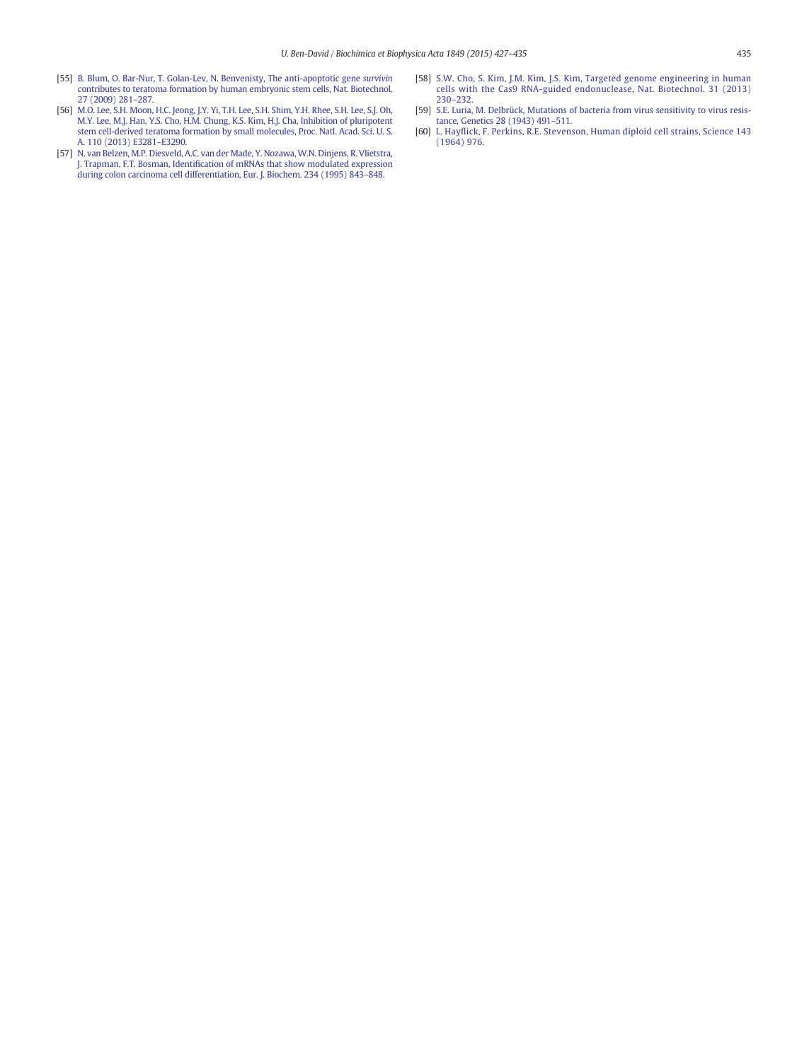[55] B. Blum, O. Bar-Nur, T. Golan-Lev, N. Benvenisty, The anti-apoptotic gene *survivin* contributes to teratoma formation by human embryonic stem cells, Nat. Biotechnol. 27 (2009) 281–287.

[56] M.O. Lee, S.H. Moon, H.C. Jeong, J.Y. Yi, T.H. Lee, S.H. Shim, Y.H. Rhee, S.H. Lee, S.J. Oh, M.Y. Lee, M.J. Han, Y.S. Cho, H.M. Chung, K.S. Kim, H.J. Cha, Inhibition of pluripotent stem cell-derived teratoma formation by small molecules, Proc. Natl. Acad. Sci. U. S. A. 110 (2013) E3281–E3290.

[57] N. van Belzen, M.P. Diesveld, A.C. van der Made, Y. Nozawa, W.N. Dinjens, R. Vlietstra, J. Trapman, F.T. Bosman, Identification of mRNAs that show modulated expression during colon carcinoma cell differentiation, Eur. J. Biochem. 234 (1995) 843–848.

[58] S.W. Cho, S. Kim, J.M. Kim, J.S. Kim, Targeted genome engineering in human cells with the Cas9 RNA-guided endonuclease, Nat. Biotechnol. 31 (2013) 230–232.

[59] S.E. Luria, M. Delbrück, Mutations of bacteria from virus sensitivity to virus resistance, Genetics 28 (1943) 491–511.

[60] L. Hayflick, F. Perkins, R.E. Stevenson, Human diploid cell strains, Science 143 (1964) 976.